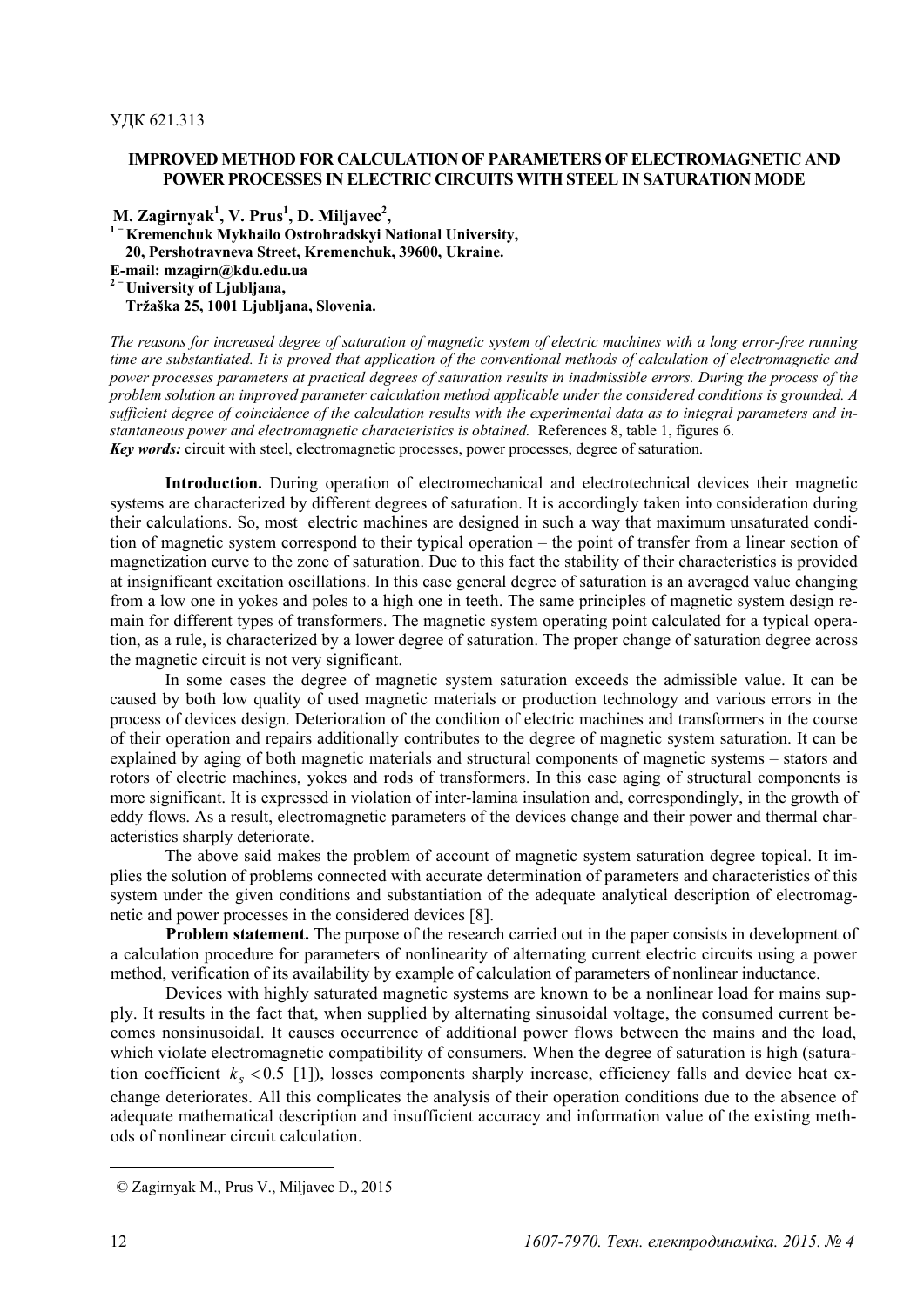УДК 621.313

# IMPROVED METHOD FOR CALCULATION OF PARAMETERS OF ELECTROMAGNETIC AND POWER PROCESSES IN ELECTRIC CIRCUITS WITH STEEL IN SATURATION MODE

**M. Zagirnyak[1], V. Prus[1], D. Miljavec[2],**

**[1] – Kremenchuk Mykhailo Ostrohradskyi National University,**
**20, Pershotravneva Street, Kremenchuk, 39600, Ukraine.**
**E-mail: mzagirn@kdu.edu.ua**
**[2] – University of Ljubljana,**
**Tržaška 25, 1001 Ljubljana, Slovenia.**

*The reasons for increased degree of saturation of magnetic system of electric machines with a long error-free running time are substantiated. It is proved that application of the conventional methods of calculation of electromagnetic and power processes parameters at practical degrees of saturation results in inadmissible errors. During the process of the problem solution an improved parameter calculation method applicable under the considered conditions is grounded. A sufficient degree of coincidence of the calculation results with the experimental data as to integral parameters and instantaneous power and electromagnetic characteristics is obtained.* References 8, table 1, figures 6.

***Key words:*** circuit with steel, electromagnetic processes, power processes, degree of saturation.

**Introduction.** During operation of electromechanical and electrotechnical devices their magnetic systems are characterized by different degrees of saturation. It is accordingly taken into consideration during their calculations. So, most electric machines are designed in such a way that maximum unsaturated condition of magnetic system correspond to their typical operation – the point of transfer from a linear section of magnetization curve to the zone of saturation. Due to this fact the stability of their characteristics is provided at insignificant excitation oscillations. In this case general degree of saturation is an averaged value changing from a low one in yokes and poles to a high one in teeth. The same principles of magnetic system design remain for different types of transformers. The magnetic system operating point calculated for a typical operation, as a rule, is characterized by a lower degree of saturation. The proper change of saturation degree across the magnetic circuit is not very significant.

In some cases the degree of magnetic system saturation exceeds the admissible value. It can be caused by both low quality of used magnetic materials or production technology and various errors in the process of devices design. Deterioration of the condition of electric machines and transformers in the course of their operation and repairs additionally contributes to the degree of magnetic system saturation. It can be explained by aging of both magnetic materials and structural components of magnetic systems – stators and rotors of electric machines, yokes and rods of transformers. In this case aging of structural components is more significant. It is expressed in violation of inter-lamina insulation and, correspondingly, in the growth of eddy flows. As a result, electromagnetic parameters of the devices change and their power and thermal characteristics sharply deteriorate.

The above said makes the problem of account of magnetic system saturation degree topical. It implies the solution of problems connected with accurate determination of parameters and characteristics of this system under the given conditions and substantiation of the adequate analytical description of electromagnetic and power processes in the considered devices [8].

**Problem statement.** The purpose of the research carried out in the paper consists in development of a calculation procedure for parameters of nonlinearity of alternating current electric circuits using a power method, verification of its availability by example of calculation of parameters of nonlinear inductance.

Devices with highly saturated magnetic systems are known to be a nonlinear load for mains supply. It results in the fact that, when supplied by alternating sinusoidal voltage, the consumed current becomes nonsinusoidal. It causes occurrence of additional power flows between the mains and the load, which violate electromagnetic compatibility of consumers. When the degree of saturation is high (saturation coefficient $k_s < 0.5$ [1]), losses components sharply increase, efficiency falls and device heat exchange deteriorates. All this complicates the analysis of their operation conditions due to the absence of adequate mathematical description and insufficient accuracy and information value of the existing methods of nonlinear circuit calculation.

© Zagirnyak M., Prus V., Miljavec D., 2015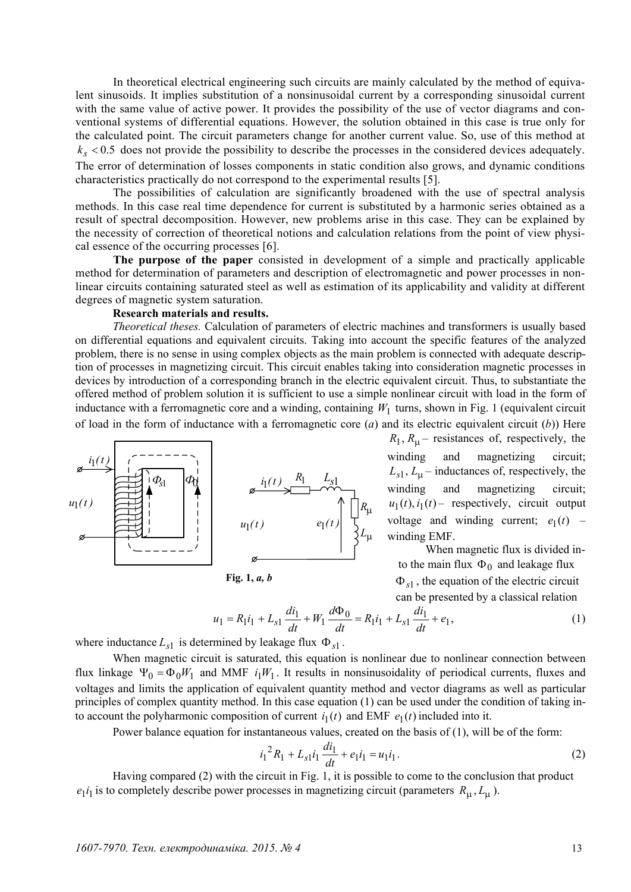In theoretical electrical engineering such circuits are mainly calculated by the method of equivalent sinusoids. It implies substitution of a nonsinusoidal current by a corresponding sinusoidal current with the same value of active power. It provides the possibility of the use of vector diagrams and conventional systems of differential equations. However, the solution obtained in this case is true only for the calculated point. The circuit parameters change for another current value. So, use of this method at $k_s < 0.5$ does not provide the possibility to describe the processes in the considered devices adequately. The error of determination of losses components in static condition also grows, and dynamic conditions characteristics practically do not correspond to the experimental results [5].

The possibilities of calculation are significantly broadened with the use of spectral analysis methods. In this case real time dependence for current is substituted by a harmonic series obtained as a result of spectral decomposition. However, new problems arise in this case. They can be explained by the necessity of correction of theoretical notions and calculation relations from the point of view physical essence of the occurring processes [6].

**The purpose of the paper** consisted in development of a simple and practically applicable method for determination of parameters and description of electromagnetic and power processes in nonlinear circuits containing saturated steel as well as estimation of its applicability and validity at different degrees of magnetic system saturation.

**Research materials and results.**

*Theoretical theses.* Calculation of parameters of electric machines and transformers is usually based on differential equations and equivalent circuits. Taking into account the specific features of the analyzed problem, there is no sense in using complex objects as the main problem is connected with adequate description of processes in magnetizing circuit. This circuit enables taking into consideration magnetic processes in devices by introduction of a corresponding branch in the electric equivalent circuit. Thus, to substantiate the offered method of problem solution it is sufficient to use a simple nonlinear circuit with load in the form of inductance with a ferromagnetic core and a winding, containing $W_1$ turns, shown in Fig. 1 (equivalent circuit of load in the form of inductance with a ferromagnetic core (*a*) and its electric equivalent circuit (*b*)) Here $R_1, R_\mu$ – resistances of, respectively, the winding and magnetizing circuit; $L_{s1}, L_\mu$ – inductances of, respectively, the winding and magnetizing circuit; $u_1(t), i_1(t)$ – respectively, circuit output voltage and winding current; $e_1(t)$ – winding EMF.

**Fig. 1, *a, b***

When magnetic flux is divided into the main flux $\Phi_0$ and leakage flux $\Phi_{s1}$, the equation of the electric circuit can be presented by a classical relation

$$u_1 = R_1 i_1 + L_{s1}\frac{di_1}{dt} + W_1\frac{d\Phi_0}{dt} = R_1 i_1 + L_{s1}\frac{di_1}{dt} + e_1, \tag{1}$$

where inductance $L_{s1}$ is determined by leakage flux $\Phi_{s1}$.

When magnetic circuit is saturated, this equation is nonlinear due to nonlinear connection between flux linkage $\Psi_0 = \Phi_0 W_1$ and MMF $i_1 W_1$. It results in nonsinusoidality of periodical currents, fluxes and voltages and limits the application of equivalent quantity method and vector diagrams as well as particular principles of complex quantity method. In this case equation (1) can be used under the condition of taking into account the polyharmonic composition of current $i_1(t)$ and EMF $e_1(t)$ included into it.

Power balance equation for instantaneous values, created on the basis of (1), will be of the form:

$$i_1^{\,2} R_1 + L_{s1} i_1 \frac{di_1}{dt} + e_1 i_1 = u_1 i_1. \tag{2}$$

Having compared (2) with the circuit in Fig. 1, it is possible to come to the conclusion that product $e_1 i_1$ is to completely describe power processes in magnetizing circuit (parameters $R_\mu, L_\mu$).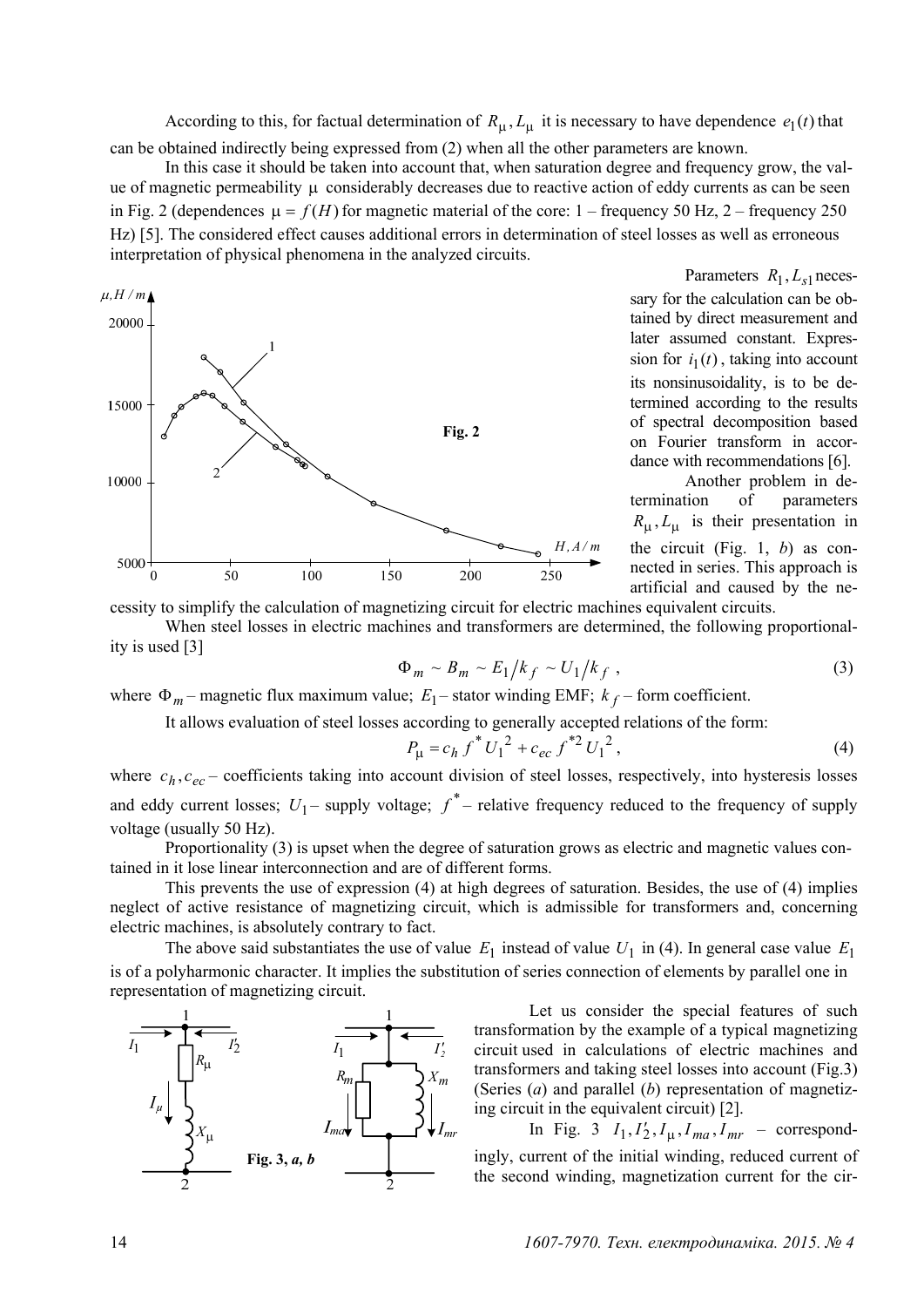According to this, for factual determination of $R_\mu, L_\mu$ it is necessary to have dependence $e_1(t)$ that can be obtained indirectly being expressed from (2) when all the other parameters are known.

In this case it should be taken into account that, when saturation degree and frequency grow, the value of magnetic permeability $\mu$ considerably decreases due to reactive action of eddy currents as can be seen in Fig. 2 (dependences $\mu = f(H)$ for magnetic material of the core: 1 – frequency 50 Hz, 2 – frequency 250 Hz) [5]. The considered effect causes additional errors in determination of steel losses as well as erroneous interpretation of physical phenomena in the analyzed circuits.

Fig. 2

Parameters $R_1, L_{s1}$ necessary for the calculation can be obtained by direct measurement and later assumed constant. Expression for $i_1(t)$, taking into account its nonsinusoidality, is to be determined according to the results of spectral decomposition based on Fourier transform in accordance with recommendations [6].

Another problem in determination of parameters $R_\mu, L_\mu$ is their presentation in the circuit (Fig. 1, *b*) as connected in series. This approach is artificial and caused by the necessity to simplify the calculation of magnetizing circuit for electric machines equivalent circuits.

When steel losses in electric machines and transformers are determined, the following proportionality is used [3]

$$\Phi_m \sim B_m \sim E_1/k_f \sim U_1/k_f \,, \tag{3}$$

where $\Phi_m$ – magnetic flux maximum value; $E_1$ – stator winding EMF; $k_f$ – form coefficient.

It allows evaluation of steel losses according to generally accepted relations of the form:

$$P_\mu = c_h f^* U_1^2 + c_{ec} f^{*2} U_1^2 \,, \tag{4}$$

where $c_h, c_{ec}$ – coefficients taking into account division of steel losses, respectively, into hysteresis losses and eddy current losses; $U_1$ – supply voltage; $f^*$ – relative frequency reduced to the frequency of supply voltage (usually 50 Hz).

Proportionality (3) is upset when the degree of saturation grows as electric and magnetic values contained in it lose linear interconnection and are of different forms.

This prevents the use of expression (4) at high degrees of saturation. Besides, the use of (4) implies neglect of active resistance of magnetizing circuit, which is admissible for transformers and, concerning electric machines, is absolutely contrary to fact.

The above said substantiates the use of value $E_1$ instead of value $U_1$ in (4). In general case value $E_1$ is of a polyharmonic character. It implies the substitution of series connection of elements by parallel one in representation of magnetizing circuit.

Fig. 3, *a*, *b*

Let us consider the special features of such transformation by the example of a typical magnetizing circuit used in calculations of electric machines and transformers and taking steel losses into account (Fig.3) (Series (*a*) and parallel (*b*) representation of magnetizing circuit in the equivalent circuit) [2].

In Fig. 3 $I_1, I_2', I_\mu, I_{ma}, I_{mr}$ – correspondingly, current of the initial winding, reduced current of the second winding, magnetization current for the cir-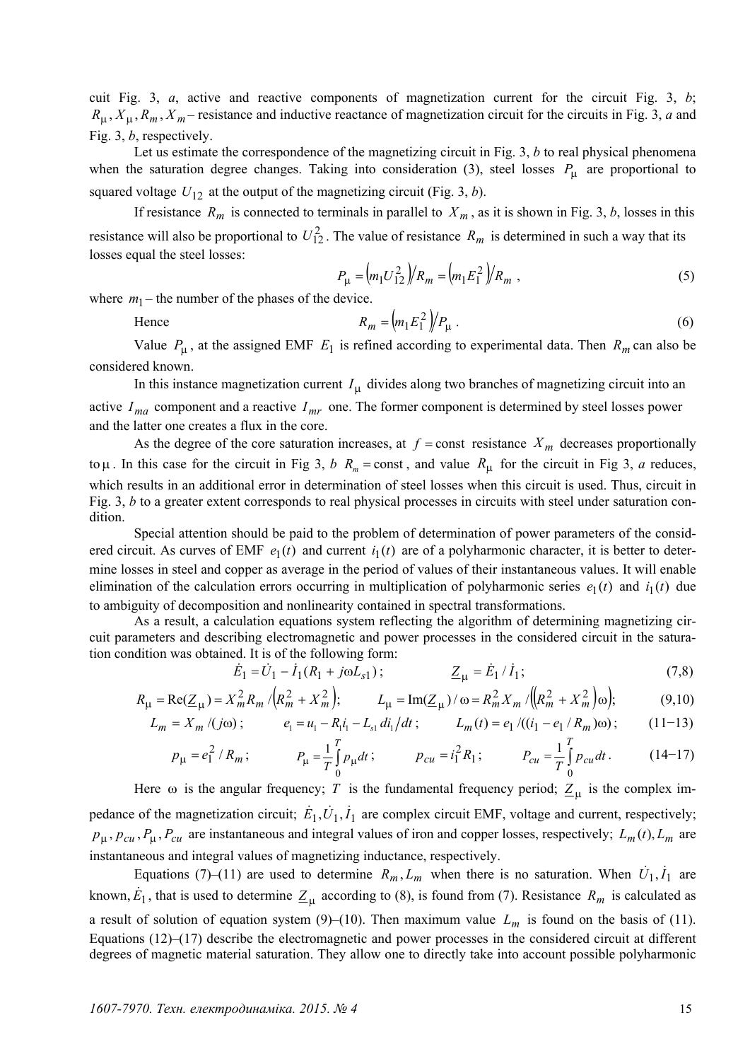cuit Fig. 3, *a*, active and reactive components of magnetization current for the circuit Fig. 3, *b*; $R_{\mu}, X_{\mu}, R_m, X_m$ – resistance and inductive reactance of magnetization circuit for the circuits in Fig. 3, *a* and Fig. 3, *b*, respectively.

Let us estimate the correspondence of the magnetizing circuit in Fig. 3, *b* to real physical phenomena when the saturation degree changes. Taking into consideration (3), steel losses $P_{\mu}$ are proportional to squared voltage $U_{12}$ at the output of the magnetizing circuit (Fig. 3, *b*).

If resistance $R_m$ is connected to terminals in parallel to $X_m$, as it is shown in Fig. 3, *b*, losses in this resistance will also be proportional to $U_{12}^2$. The value of resistance $R_m$ is determined in such a way that its losses equal the steel losses:

$$P_{\mu} = \left(m_1 U_{12}^2\right) / R_m = \left(m_1 E_1^2\right) / R_m \,, \tag{5}$$

where $m_1$ – the number of the phases of the device.

Hence
$$R_m = \left(m_1 E_1^2\right) / P_{\mu} \,. \tag{6}$$

Value $P_{\mu}$, at the assigned EMF $E_1$ is refined according to experimental data. Then $R_m$ can also be considered known.

In this instance magnetization current $I_{\mu}$ divides along two branches of magnetizing circuit into an active $I_{ma}$ component and a reactive $I_{mr}$ one. The former component is determined by steel losses power and the latter one creates a flux in the core.

As the degree of the core saturation increases, at $f = \text{const}$ resistance $X_m$ decreases proportionally to $\mu$. In this case for the circuit in Fig 3, *b* $R_m = \text{const}$, and value $R_{\mu}$ for the circuit in Fig 3, *a* reduces, which results in an additional error in determination of steel losses when this circuit is used. Thus, circuit in Fig. 3, *b* to a greater extent corresponds to real physical processes in circuits with steel under saturation condition.

Special attention should be paid to the problem of determination of power parameters of the considered circuit. As curves of EMF $e_1(t)$ and current $i_1(t)$ are of a polyharmonic character, it is better to determine losses in steel and copper as average in the period of values of their instantaneous values. It will enable elimination of the calculation errors occurring in multiplication of polyharmonic series $e_1(t)$ and $i_1(t)$ due to ambiguity of decomposition and nonlinearity contained in spectral transformations.

As a result, a calculation equations system reflecting the algorithm of determining magnetizing circuit parameters and describing electromagnetic and power processes in the considered circuit in the saturation condition was obtained. It is of the following form:

$$\dot{E}_1 = \dot{U}_1 - \dot{I}_1 (R_1 + j\omega L_{s1}) \,; \qquad \underline{Z}_{\mu} = \dot{E}_1 / \dot{I}_1 \,; \tag{7,8}$$

$$R_{\mu} = \operatorname{Re}(\underline{Z}_{\mu}) = X_m^2 R_m / \left(R_m^2 + X_m^2\right); \qquad L_{\mu} = \operatorname{Im}(\underline{Z}_{\mu}) / \omega = R_m^2 X_m / \left(\left(R_m^2 + X_m^2\right)\omega\right); \tag{9,10}$$

$$L_m = X_m / (j\omega) \,; \qquad e_1 = u_1 - R_1 i_1 - L_{s1}\, di_1 / dt \,; \qquad L_m(t) = e_1 / ((i_1 - e_1 / R_m)\omega) \,; \tag{11–13}$$

$$p_{\mu} = e_1^2 / R_m \,; \qquad P_{\mu} = \frac{1}{T} \int_0^T p_{\mu} dt \,; \qquad p_{cu} = i_1^2 R_1 \,; \qquad P_{cu} = \frac{1}{T} \int_0^T p_{cu} dt \,. \tag{14–17}$$

Here $\omega$ is the angular frequency; $T$ is the fundamental frequency period; $\underline{Z}_{\mu}$ is the complex impedance of the magnetization circuit; $\dot{E}_1, \dot{U}_1, \dot{I}_1$ are complex circuit EMF, voltage and current, respectively; $p_{\mu}, p_{cu}, P_{\mu}, P_{cu}$ are instantaneous and integral values of iron and copper losses, respectively; $L_m(t), L_m$ are instantaneous and integral values of magnetizing inductance, respectively.

Equations (7)–(11) are used to determine $R_m, L_m$ when there is no saturation. When $\dot{U}_1, \dot{I}_1$ are known, $\dot{E}_1$, that is used to determine $\underline{Z}_{\mu}$ according to (8), is found from (7). Resistance $R_m$ is calculated as a result of solution of equation system (9)–(10). Then maximum value $L_m$ is found on the basis of (11). Equations (12)–(17) describe the electromagnetic and power processes in the considered circuit at different degrees of magnetic material saturation. They allow one to directly take into account possible polyharmonic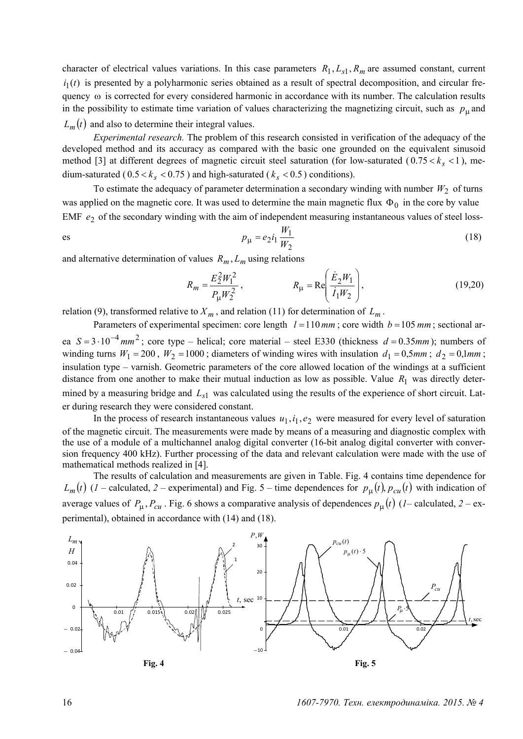character of electrical values variations. In this case parameters $R_1, L_{s1}, R_m$ are assumed constant, current $i_1(t)$ is presented by a polyharmonic series obtained as a result of spectral decomposition, and circular frequency $\omega$ is corrected for every considered harmonic in accordance with its number. The calculation results in the possibility to estimate time variation of values characterizing the magnetizing circuit, such as $p_\mu$ and $L_m(t)$ and also to determine their integral values.

*Experimental research.* The problem of this research consisted in verification of the adequacy of the developed method and its accuracy as compared with the basic one grounded on the equivalent sinusoid method [3] at different degrees of magnetic circuit steel saturation (for low-saturated ($0.75 < k_s < 1$), medium-saturated ($0.5 < k_s < 0.75$) and high-saturated ($k_s < 0.5$) conditions).

To estimate the adequacy of parameter determination a secondary winding with number $W_2$ of turns was applied on the magnetic core. It was used to determine the main magnetic flux $\Phi_0$ in the core by value EMF $e_2$ of the secondary winding with the aim of independent measuring instantaneous values of steel losses

$$p_\mu = e_2 i_1 \frac{W_1}{W_2} \tag{18}$$

and alternative determination of values $R_m, L_m$ using relations

$$R_m = \frac{E_2^2 W_1^2}{P_\mu W_2^2}, \qquad R_\mu = \mathrm{Re}\left(\frac{\dot{E}_2 W_1}{\dot{I}_1 W_2}\right), \tag{19,20}$$

relation (9), transformed relative to $X_m$, and relation (11) for determination of $L_m$.

Parameters of experimental specimen: core length $l = 110\,mm$; core width $b = 105\,mm$; sectional area $S = 3 \cdot 10^{-4}\,mm^2$; core type – helical; core material – steel E330 (thickness $d = 0.35mm$); numbers of winding turns $W_1 = 200$, $W_2 = 1000$; diameters of winding wires with insulation $d_1 = 0{,}5mm$; $d_2 = 0{,}1mm$; insulation type – varnish. Geometric parameters of the core allowed location of the windings at a sufficient distance from one another to make their mutual induction as low as possible. Value $R_1$ was directly determined by a measuring bridge and $L_{s1}$ was calculated using the results of the experience of short circuit. Later during research they were considered constant.

In the process of research instantaneous values $u_1, i_1, e_2$ were measured for every level of saturation of the magnetic circuit. The measurements were made by means of a measuring and diagnostic complex with the use of a module of a multichannel analog digital converter (16-bit analog digital converter with conversion frequency 400 kHz). Further processing of the data and relevant calculation were made with the use of mathematical methods realized in [4].

The results of calculation and measurements are given in Table. Fig. 4 contains time dependence for $L_m(t)$ (*1* – calculated, *2* – experimental) and Fig. 5 – time dependences for $p_\mu(t), p_{cu}(t)$ with indication of average values of $P_\mu, P_{cu}$. Fig. 6 shows a comparative analysis of dependences $p_\mu(t)$ (*1*– calculated, *2* – experimental), obtained in accordance with (14) and (18).

**Fig. 4**

**Fig. 5**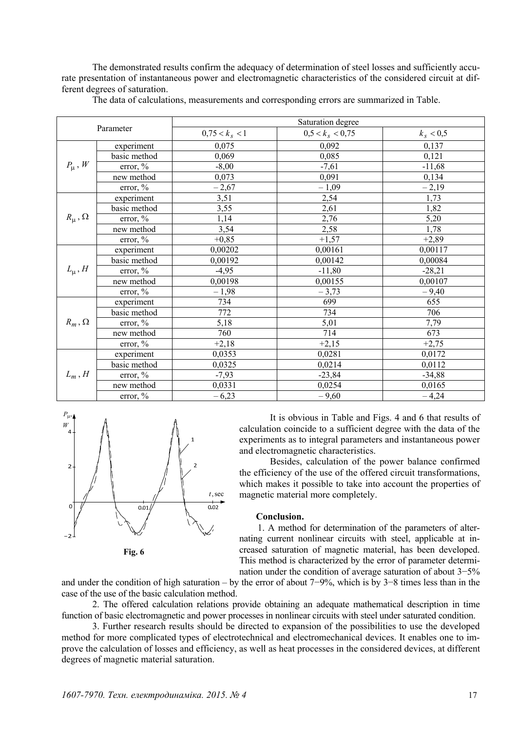The demonstrated results confirm the adequacy of determination of steel losses and sufficiently accurate presentation of instantaneous power and electromagnetic characteristics of the considered circuit at different degrees of saturation.

The data of calculations, measurements and corresponding errors are summarized in Table.

| Parameter | | Saturation degree | | |
|---|---|---|---|---|
| | | $0{,}75 < k_s < 1$ | $0{,}5 < k_s < 0{,}75$ | $k_s < 0{,}5$ |
| $P_\mu$, $W$ | experiment | 0,075 | 0,092 | 0,137 |
| | basic method | 0,069 | 0,085 | 0,121 |
| | error, % | -8,00 | -7,61 | -11,68 |
| | new method | 0,073 | 0,091 | 0,134 |
| | error, % | – 2,67 | – 1,09 | – 2,19 |
| $R_\mu$, $\Omega$ | experiment | 3,51 | 2,54 | 1,73 |
| | basic method | 3,55 | 2,61 | 1,82 |
| | error, % | 1,14 | 2,76 | 5,20 |
| | new method | 3,54 | 2,58 | 1,78 |
| | error, % | +0,85 | +1,57 | +2,89 |
| $L_\mu$, $H$ | experiment | 0,00202 | 0,00161 | 0,00117 |
| | basic method | 0,00192 | 0,00142 | 0,00084 |
| | error, % | -4,95 | -11,80 | -28,21 |
| | new method | 0,00198 | 0,00155 | 0,00107 |
| | error, % | – 1,98 | – 3,73 | – 9,40 |
| $R_m$, $\Omega$ | experiment | 734 | 699 | 655 |
| | basic method | 772 | 734 | 706 |
| | error, % | 5,18 | 5,01 | 7,79 |
| | new method | 760 | 714 | 673 |
| | error, % | +2,18 | +2,15 | +2,75 |
| $L_m$, $H$ | experiment | 0,0353 | 0,0281 | 0,0172 |
| | basic method | 0,0325 | 0,0214 | 0,0112 |
| | error, % | -7,93 | -23,84 | -34,88 |
| | new method | 0,0331 | 0,0254 | 0,0165 |
| | error, % | – 6,23 | – 9,60 | – 4,24 |

**Fig. 6**

It is obvious in Table and Figs. 4 and 6 that results of calculation coincide to a sufficient degree with the data of the experiments as to integral parameters and instantaneous power and electromagnetic characteristics.

Besides, calculation of the power balance confirmed the efficiency of the use of the offered circuit transformations, which makes it possible to take into account the properties of magnetic material more completely.

**Conclusion.**

1. A method for determination of the parameters of alternating current nonlinear circuits with steel, applicable at increased saturation of magnetic material, has been developed. This method is characterized by the error of parameter determination under the condition of average saturation of about 3−5% and under the condition of high saturation – by the error of about 7−9%, which is by 3−8 times less than in the case of the use of the basic calculation method.

2. The offered calculation relations provide obtaining an adequate mathematical description in time function of basic electromagnetic and power processes in nonlinear circuits with steel under saturated condition.

3. Further research results should be directed to expansion of the possibilities to use the developed method for more complicated types of electrotechnical and electromechanical devices. It enables one to improve the calculation of losses and efficiency, as well as heat processes in the considered devices, at different degrees of magnetic material saturation.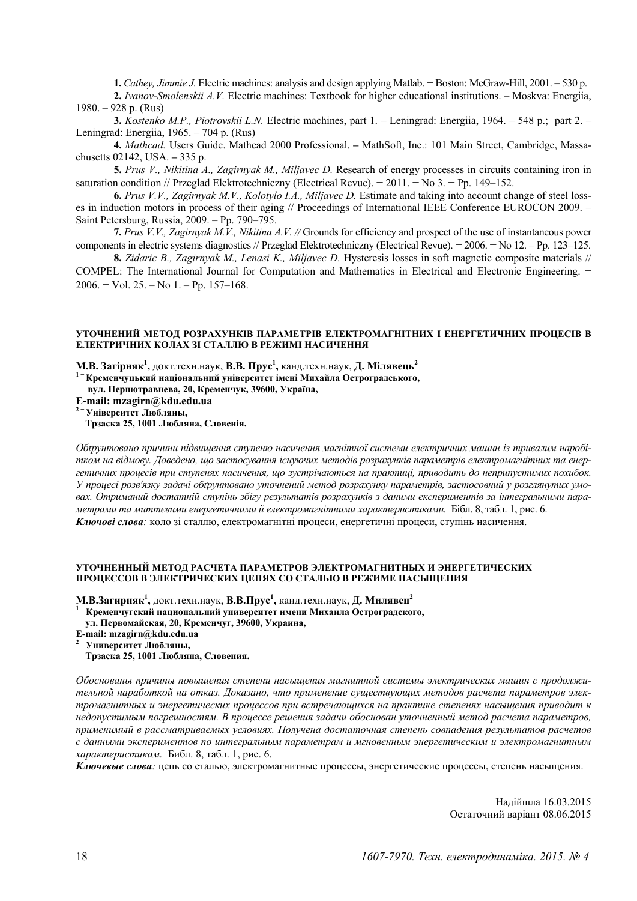**1.** *Cathey, Jimmie J.* Electric machines: analysis and design applying Matlab. − Boston: McGraw-Hill, 2001. – 530 p.

**2.** *Ivanov-Smolenskii A.V.* Electric machines: Textbook for higher educational institutions. – Moskva: Energiia, 1980. – 928 p. (Rus)

**3.** *Kostenko M.P., Piotrovskii L.N.* Electric machines, part 1. – Leningrad: Energiia, 1964. – 548 p.; part 2. – Leningrad: Energiia, 1965. – 704 p. (Rus)

**4.** *Mathcad.* Users Guide. Mathcad 2000 Professional. **–** MathSoft, Inc.: 101 Main Street, Cambridge, Massachusetts 02142, USA. **–** 335 p.

**5.** *Prus V., Nikitina A., Zagirnyak M., Miljavec D.* Research of energy processes in circuits containing iron in saturation condition // Przeglad Elektrotechniczny (Electrical Revue). − 2011. − No 3. − Pp. 149–152.

**6.** *Prus V.V., Zagirnyak M.V., Kolotylo I.A., Miljavec D.* Estimate and taking into account change of steel losses in induction motors in process of their aging // Proceedings of International IEEE Conference EUROCON 2009. – Saint Petersburg, Russia, 2009. – Pp. 790–795.

**7.** *Prus V.V., Zagirnyak M.V., Nikitina A.V. //* Grounds for efficiency and prospect of the use of instantaneous power components in electric systems diagnostics // Przeglad Elektrotechniczny (Electrical Revue). − 2006. − No 12. – Pp. 123–125.

**8.** *Zidaric B., Zagirnyak M., Lenasi K., Miljavec D.* Hysteresis losses in soft magnetic composite materials // COMPEL: The International Journal for Computation and Mathematics in Electrical and Electronic Engineering. − 2006. − Vol. 25. – No 1. – Pp. 157–168.

### УТОЧНЕНИЙ МЕТОД РОЗРАХУНКІВ ПАРАМЕТРІВ ЕЛЕКТРОМАГНІТНИХ І ЕНЕРГЕТИЧНИХ ПРОЦЕСІВ В ЕЛЕКТРИЧНИХ КОЛАХ ЗІ СТАЛЛЮ В РЕЖИМІ НАСИЧЕННЯ

**М.В. Загірняк[1],** докт.техн.наук, **В.В. Прус[1],** канд.техн.наук, **Д. Мілявець[2]**

**[1] – Кременчуцький національний університет імені Михайла Остроградського,**
**вул. Першотравнева, 20, Кременчук, 39600, Україна,**
**E-mail: mzagirn@kdu.edu.ua**
**[2] – Університет Любляны,**
**Трзаска 25, 1001 Любляна, Словенія.**

*Обґрунтовано причини підвищення ступеню насичення магнітної системи електричних машин із тривалим напрацюванням на відмову. Доведено, що застосування існуючих методів розрахунків параметрів електромагнітних та енергетичних процесів при ступенях насичення, що зустрічаються на практиці, приводить до неприпустимих похибок. У процесі розв'язку задачі обґрунтовано уточнений метод розрахунку параметрів, застосовний у розглянутих умовах. Отриманий достатній ступінь збігу результатів розрахунків з даними експериментів за інтегральними параметрами та миттєвими енергетичними й електромагнітними характеристиками.* Бібл. 8, табл. 1, рис. 6.

***Ключові слова****:* коло зі сталлю, електромагнітні процеси, енергетичні процеси, ступінь насичення.

### УТОЧНЕННЫЙ МЕТОД РАСЧЕТА ПАРАМЕТРОВ ЭЛЕКТРОМАГНИТНЫХ И ЭНЕРГЕТИЧЕСКИХ ПРОЦЕССОВ В ЭЛЕКТРИЧЕСКИХ ЦЕПЯХ СО СТАЛЬЮ В РЕЖИМЕ НАСЫЩЕНИЯ

**М.В.Загирняк[1],** докт.техн.наук, **В.В.Прус[1],** канд.техн.наук, **Д. Милявец[2]**

**[1] – Кременчугский национальный университет имени Михаила Остроградского,**
**ул. Первомайская, 20, Кременчуг, 39600, Украина,**
**E-mail: mzagirn@kdu.edu.ua**
**[2] – Университет Любляны,**
**Трзаска 25, 1001 Любляна, Словения.**

*Обоснованы причины повышения степени насыщения магнитной системы электрических машин с продолжительной наработкой на отказ. Доказано, что применение существующих методов расчета параметров электромагнитных и энергетических процессов при встречающихся на практике степенях насыщения приводит к недопустимым погрешностям. В процессе решения задачи обоснован уточненный метод расчета параметров, применимый в рассматриваемых условиях. Получена достаточная степень совпадения результатов расчетов с данными экспериментов по интегральным параметрам и мгновенным энергетическим и электромагнитным характеристикам.* Библ. 8, табл. 1, рис. 6.

***Ключевые слова****:* цепь со сталью, электромагнитные процессы, энергетические процессы, степень насыщения.

Надійшла 16.03.2015
Остаточний варіант 08.06.2015